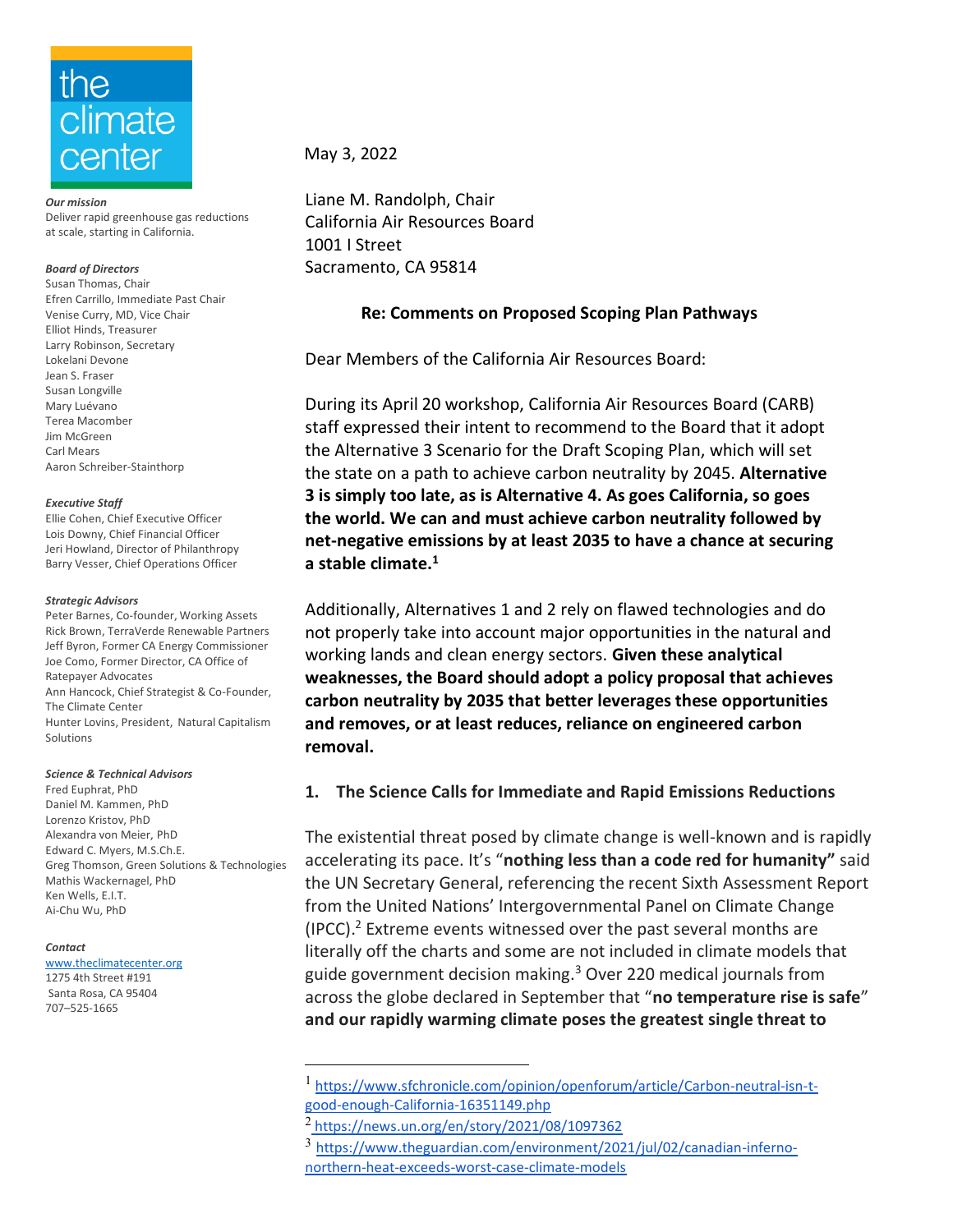the climate center

***Our mission***
Deliver rapid greenhouse gas reductions at scale, starting in California.

***Board of Directors***
Susan Thomas, Chair
Efren Carrillo, Immediate Past Chair
Venise Curry, MD, Vice Chair
Elliot Hinds, Treasurer
Larry Robinson, Secretary
Lokelani Devone
Jean S. Fraser
Susan Longville
Mary Luévano
Terea Macomber
Jim McGreen
Carl Mears
Aaron Schreiber-Stainthorp

***Executive Staff***
Ellie Cohen, Chief Executive Officer
Lois Downy, Chief Financial Officer
Jeri Howland, Director of Philanthropy
Barry Vesser, Chief Operations Officer

***Strategic Advisors***
Peter Barnes, Co-founder, Working Assets
Rick Brown, TerraVerde Renewable Partners
Jeff Byron, Former CA Energy Commissioner
Joe Como, Former Director, CA Office of Ratepayer Advocates
Ann Hancock, Chief Strategist & Co-Founder, The Climate Center
Hunter Lovins, President, Natural Capitalism Solutions

***Science & Technical Advisors***
Fred Euphrat, PhD
Daniel M. Kammen, PhD
Lorenzo Kristov, PhD
Alexandra von Meier, PhD
Edward C. Myers, M.S.Ch.E.
Greg Thomson, Green Solutions & Technologies
Mathis Wackernagel, PhD
Ken Wells, E.I.T.
Ai-Chu Wu, PhD

***Contact***
www.theclimatecenter.org
1275 4th Street #191
Santa Rosa, CA 95404
707–525-1665

May 3, 2022

Liane M. Randolph, Chair
California Air Resources Board
1001 I Street
Sacramento, CA 95814

**Re: Comments on Proposed Scoping Plan Pathways**

Dear Members of the California Air Resources Board:

During its April 20 workshop, California Air Resources Board (CARB) staff expressed their intent to recommend to the Board that it adopt the Alternative 3 Scenario for the Draft Scoping Plan, which will set the state on a path to achieve carbon neutrality by 2045. **Alternative 3 is simply too late, as is Alternative 4. As goes California, so goes the world. We can and must achieve carbon neutrality followed by net-negative emissions by at least 2035 to have a chance at securing a stable climate.**[1]

Additionally, Alternatives 1 and 2 rely on flawed technologies and do not properly take into account major opportunities in the natural and working lands and clean energy sectors. **Given these analytical weaknesses, the Board should adopt a policy proposal that achieves carbon neutrality by 2035 that better leverages these opportunities and removes, or at least reduces, reliance on engineered carbon removal.**

## 1. The Science Calls for Immediate and Rapid Emissions Reductions

The existential threat posed by climate change is well-known and is rapidly accelerating its pace. It's "**nothing less than a code red for humanity**" said the UN Secretary General, referencing the recent Sixth Assessment Report from the United Nations' Intergovernmental Panel on Climate Change (IPCC).[2] Extreme events witnessed over the past several months are literally off the charts and some are not included in climate models that guide government decision making.[3] Over 220 medical journals from across the globe declared in September that "**no temperature rise is safe**" **and our rapidly warming climate poses the greatest single threat to**

---

[1] https://www.sfchronicle.com/opinion/openforum/article/Carbon-neutral-isn-t-good-enough-California-16351149.php

[2] https://news.un.org/en/story/2021/08/1097362

[3] https://www.theguardian.com/environment/2021/jul/02/canadian-inferno-northern-heat-exceeds-worst-case-climate-models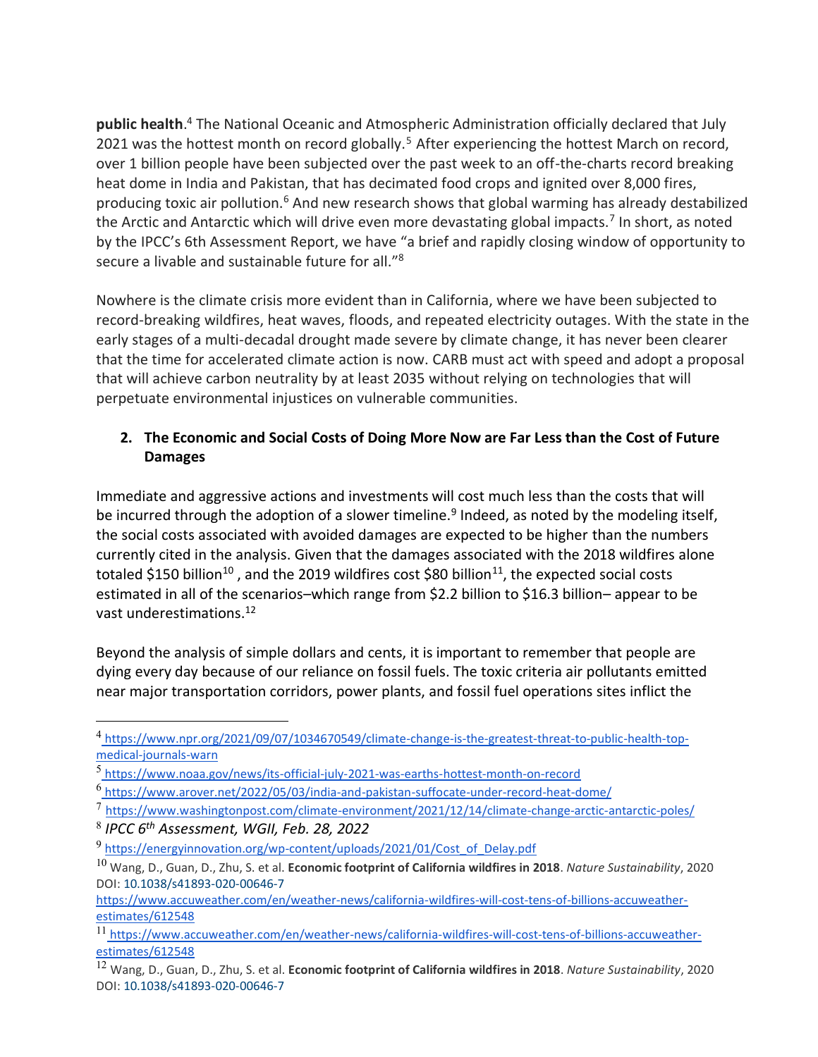**public health**.[4] The National Oceanic and Atmospheric Administration officially declared that July 2021 was the hottest month on record globally.[5] After experiencing the hottest March on record, over 1 billion people have been subjected over the past week to an off-the-charts record breaking heat dome in India and Pakistan, that has decimated food crops and ignited over 8,000 fires, producing toxic air pollution.[6] And new research shows that global warming has already destabilized the Arctic and Antarctic which will drive even more devastating global impacts.[7] In short, as noted by the IPCC's 6th Assessment Report, we have "a brief and rapidly closing window of opportunity to secure a livable and sustainable future for all."[8]

Nowhere is the climate crisis more evident than in California, where we have been subjected to record-breaking wildfires, heat waves, floods, and repeated electricity outages. With the state in the early stages of a multi-decadal drought made severe by climate change, it has never been clearer that the time for accelerated climate action is now. CARB must act with speed and adopt a proposal that will achieve carbon neutrality by at least 2035 without relying on technologies that will perpetuate environmental injustices on vulnerable communities.

## 2. The Economic and Social Costs of Doing More Now are Far Less than the Cost of Future Damages

Immediate and aggressive actions and investments will cost much less than the costs that will be incurred through the adoption of a slower timeline.[9] Indeed, as noted by the modeling itself, the social costs associated with avoided damages are expected to be higher than the numbers currently cited in the analysis. Given that the damages associated with the 2018 wildfires alone totaled $150 billion[10] , and the 2019 wildfires cost $80 billion[11], the expected social costs estimated in all of the scenarios–which range from $2.2 billion to $16.3 billion– appear to be vast underestimations.[12]

Beyond the analysis of simple dollars and cents, it is important to remember that people are dying every day because of our reliance on fossil fuels. The toxic criteria air pollutants emitted near major transportation corridors, power plants, and fossil fuel operations sites inflict the

---

[4] https://www.npr.org/2021/09/07/1034670549/climate-change-is-the-greatest-threat-to-public-health-top-medical-journals-warn

[5] https://www.noaa.gov/news/its-official-july-2021-was-earths-hottest-month-on-record

[6] https://www.arover.net/2022/05/03/india-and-pakistan-suffocate-under-record-heat-dome/

[7] https://www.washingtonpost.com/climate-environment/2021/12/14/climate-change-arctic-antarctic-poles/

[8] *IPCC 6th Assessment, WGII, Feb. 28, 2022*

[9] https://energyinnovation.org/wp-content/uploads/2021/01/Cost_of_Delay.pdf

[10] Wang, D., Guan, D., Zhu, S. et al. **Economic footprint of California wildfires in 2018**. *Nature Sustainability*, 2020 DOI: 10.1038/s41893-020-00646-7
https://www.accuweather.com/en/weather-news/california-wildfires-will-cost-tens-of-billions-accuweather-estimates/612548

[11] https://www.accuweather.com/en/weather-news/california-wildfires-will-cost-tens-of-billions-accuweather-estimates/612548

[12] Wang, D., Guan, D., Zhu, S. et al. **Economic footprint of California wildfires in 2018**. *Nature Sustainability*, 2020 DOI: 10.1038/s41893-020-00646-7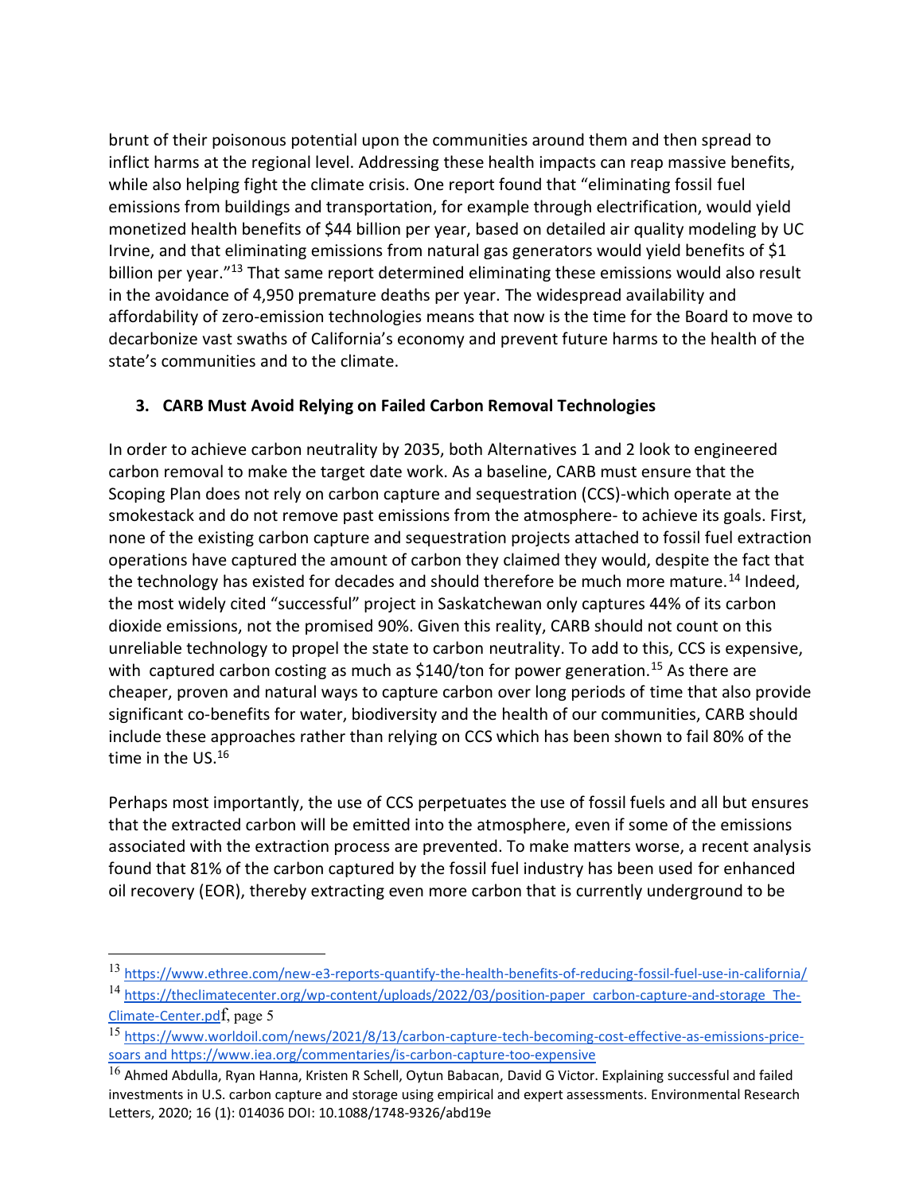brunt of their poisonous potential upon the communities around them and then spread to inflict harms at the regional level. Addressing these health impacts can reap massive benefits, while also helping fight the climate crisis. One report found that "eliminating fossil fuel emissions from buildings and transportation, for example through electrification, would yield monetized health benefits of $44 billion per year, based on detailed air quality modeling by UC Irvine, and that eliminating emissions from natural gas generators would yield benefits of $1 billion per year."[13] That same report determined eliminating these emissions would also result in the avoidance of 4,950 premature deaths per year. The widespread availability and affordability of zero-emission technologies means that now is the time for the Board to move to decarbonize vast swaths of California's economy and prevent future harms to the health of the state's communities and to the climate.

### 3. CARB Must Avoid Relying on Failed Carbon Removal Technologies

In order to achieve carbon neutrality by 2035, both Alternatives 1 and 2 look to engineered carbon removal to make the target date work. As a baseline, CARB must ensure that the Scoping Plan does not rely on carbon capture and sequestration (CCS)-which operate at the smokestack and do not remove past emissions from the atmosphere- to achieve its goals. First, none of the existing carbon capture and sequestration projects attached to fossil fuel extraction operations have captured the amount of carbon they claimed they would, despite the fact that the technology has existed for decades and should therefore be much more mature.[14] Indeed, the most widely cited "successful" project in Saskatchewan only captures 44% of its carbon dioxide emissions, not the promised 90%. Given this reality, CARB should not count on this unreliable technology to propel the state to carbon neutrality. To add to this, CCS is expensive, with captured carbon costing as much as $140/ton for power generation.[15] As there are cheaper, proven and natural ways to capture carbon over long periods of time that also provide significant co-benefits for water, biodiversity and the health of our communities, CARB should include these approaches rather than relying on CCS which has been shown to fail 80% of the time in the US.[16]

Perhaps most importantly, the use of CCS perpetuates the use of fossil fuels and all but ensures that the extracted carbon will be emitted into the atmosphere, even if some of the emissions associated with the extraction process are prevented. To make matters worse, a recent analysis found that 81% of the carbon captured by the fossil fuel industry has been used for enhanced oil recovery (EOR), thereby extracting even more carbon that is currently underground to be

---

[13] https://www.ethree.com/new-e3-reports-quantify-the-health-benefits-of-reducing-fossil-fuel-use-in-california/

[14] https://theclimatecenter.org/wp-content/uploads/2022/03/position-paper_carbon-capture-and-storage_The-Climate-Center.pdff, page 5

[15] https://www.worldoil.com/news/2021/8/13/carbon-capture-tech-becoming-cost-effective-as-emissions-price-soars and https://www.iea.org/commentaries/is-carbon-capture-too-expensive

[16] Ahmed Abdulla, Ryan Hanna, Kristen R Schell, Oytun Babacan, David G Victor. Explaining successful and failed investments in U.S. carbon capture and storage using empirical and expert assessments. Environmental Research Letters, 2020; 16 (1): 014036 DOI: 10.1088/1748-9326/abd19e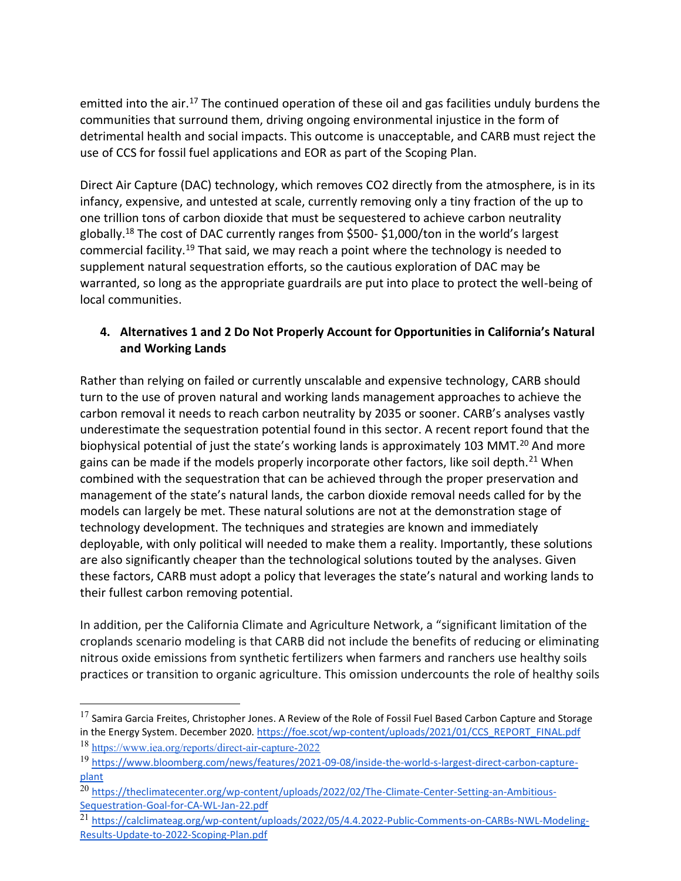emitted into the air.[17] The continued operation of these oil and gas facilities unduly burdens the communities that surround them, driving ongoing environmental injustice in the form of detrimental health and social impacts. This outcome is unacceptable, and CARB must reject the use of CCS for fossil fuel applications and EOR as part of the Scoping Plan.

Direct Air Capture (DAC) technology, which removes $CO_2$ directly from the atmosphere, is in its infancy, expensive, and untested at scale, currently removing only a tiny fraction of the up to one trillion tons of carbon dioxide that must be sequestered to achieve carbon neutrality globally.[18] The cost of DAC currently ranges from $500- $1,000/ton in the world's largest commercial facility.[19] That said, we may reach a point where the technology is needed to supplement natural sequestration efforts, so the cautious exploration of DAC may be warranted, so long as the appropriate guardrails are put into place to protect the well-being of local communities.

### 4. Alternatives 1 and 2 Do Not Properly Account for Opportunities in California's Natural and Working Lands

Rather than relying on failed or currently unscalable and expensive technology, CARB should turn to the use of proven natural and working lands management approaches to achieve the carbon removal it needs to reach carbon neutrality by 2035 or sooner. CARB's analyses vastly underestimate the sequestration potential found in this sector. A recent report found that the biophysical potential of just the state's working lands is approximately 103 MMT.[20] And more gains can be made if the models properly incorporate other factors, like soil depth.[21] When combined with the sequestration that can be achieved through the proper preservation and management of the state's natural lands, the carbon dioxide removal needs called for by the models can largely be met. These natural solutions are not at the demonstration stage of technology development. The techniques and strategies are known and immediately deployable, with only political will needed to make them a reality. Importantly, these solutions are also significantly cheaper than the technological solutions touted by the analyses. Given these factors, CARB must adopt a policy that leverages the state's natural and working lands to their fullest carbon removing potential.

In addition, per the California Climate and Agriculture Network, a "significant limitation of the croplands scenario modeling is that CARB did not include the benefits of reducing or eliminating nitrous oxide emissions from synthetic fertilizers when farmers and ranchers use healthy soils practices or transition to organic agriculture. This omission undercounts the role of healthy soils

---

[17] Samira Garcia Freites, Christopher Jones. A Review of the Role of Fossil Fuel Based Carbon Capture and Storage in the Energy System. December 2020. https://foe.scot/wp-content/uploads/2021/01/CCS_REPORT_FINAL.pdf

[18] https://www.iea.org/reports/direct-air-capture-2022

[19] https://www.bloomberg.com/news/features/2021-09-08/inside-the-world-s-largest-direct-carbon-capture-plant

[20] https://theclimatecenter.org/wp-content/uploads/2022/02/The-Climate-Center-Setting-an-Ambitious-Sequestration-Goal-for-CA-WL-Jan-22.pdf

[21] https://calclimateag.org/wp-content/uploads/2022/05/4.4.2022-Public-Comments-on-CARBs-NWL-Modeling-Results-Update-to-2022-Scoping-Plan.pdf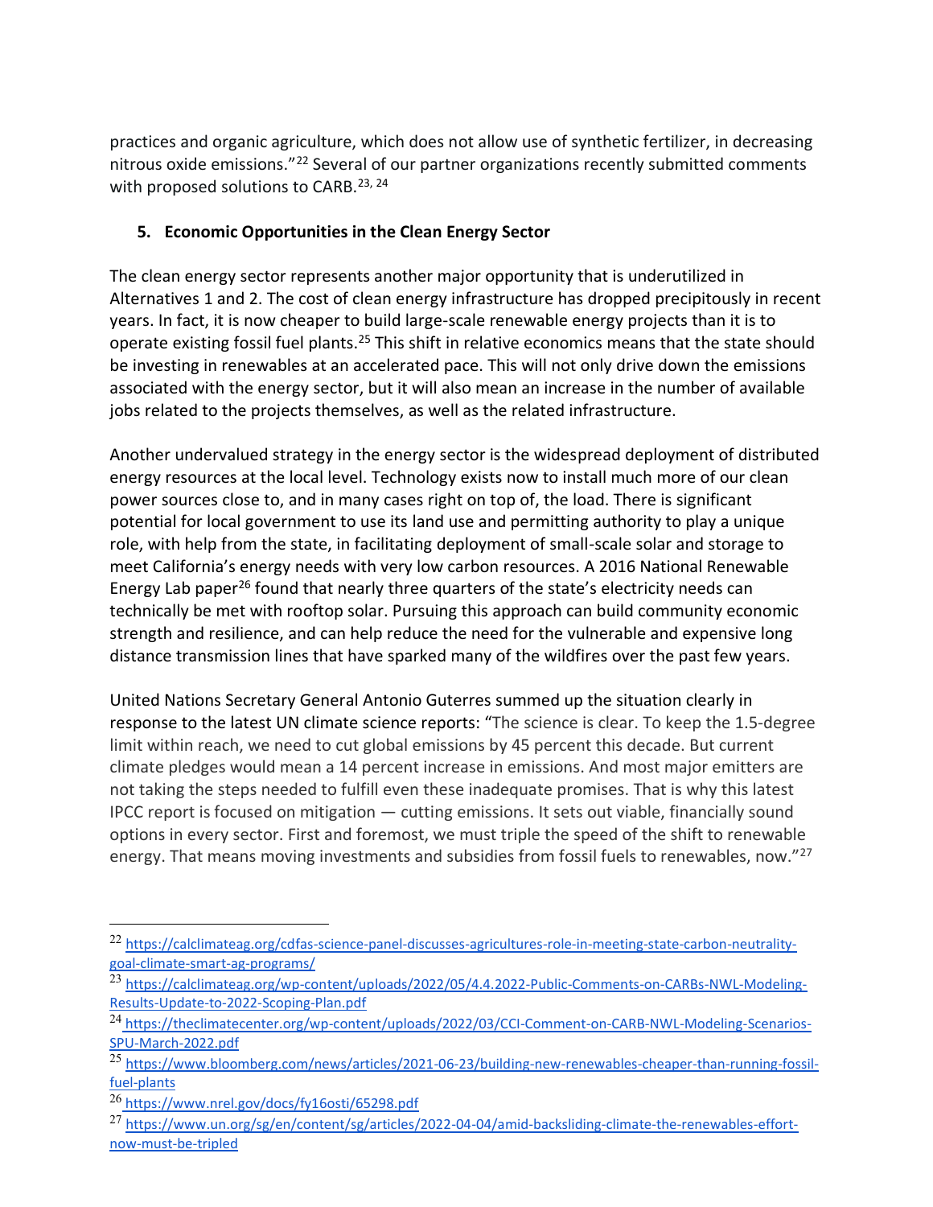practices and organic agriculture, which does not allow use of synthetic fertilizer, in decreasing nitrous oxide emissions."[22] Several of our partner organizations recently submitted comments with proposed solutions to CARB.[23, 24]

5. **Economic Opportunities in the Clean Energy Sector**

The clean energy sector represents another major opportunity that is underutilized in Alternatives 1 and 2. The cost of clean energy infrastructure has dropped precipitously in recent years. In fact, it is now cheaper to build large-scale renewable energy projects than it is to operate existing fossil fuel plants.[25] This shift in relative economics means that the state should be investing in renewables at an accelerated pace. This will not only drive down the emissions associated with the energy sector, but it will also mean an increase in the number of available jobs related to the projects themselves, as well as the related infrastructure.

Another undervalued strategy in the energy sector is the widespread deployment of distributed energy resources at the local level. Technology exists now to install much more of our clean power sources close to, and in many cases right on top of, the load. There is significant potential for local government to use its land use and permitting authority to play a unique role, with help from the state, in facilitating deployment of small-scale solar and storage to meet California's energy needs with very low carbon resources. A 2016 National Renewable Energy Lab paper[26] found that nearly three quarters of the state's electricity needs can technically be met with rooftop solar. Pursuing this approach can build community economic strength and resilience, and can help reduce the need for the vulnerable and expensive long distance transmission lines that have sparked many of the wildfires over the past few years.

United Nations Secretary General Antonio Guterres summed up the situation clearly in response to the latest UN climate science reports: "The science is clear. To keep the 1.5-degree limit within reach, we need to cut global emissions by 45 percent this decade. But current climate pledges would mean a 14 percent increase in emissions. And most major emitters are not taking the steps needed to fulfill even these inadequate promises. That is why this latest IPCC report is focused on mitigation — cutting emissions. It sets out viable, financially sound options in every sector. First and foremost, we must triple the speed of the shift to renewable energy. That means moving investments and subsidies from fossil fuels to renewables, now."[27]

---

[22] https://calclimateag.org/cdfas-science-panel-discusses-agricultures-role-in-meeting-state-carbon-neutrality-goal-climate-smart-ag-programs/

[23] https://calclimateag.org/wp-content/uploads/2022/05/4.4.2022-Public-Comments-on-CARBs-NWL-Modeling-Results-Update-to-2022-Scoping-Plan.pdf

[24] https://theclimatecenter.org/wp-content/uploads/2022/03/CCI-Comment-on-CARB-NWL-Modeling-Scenarios-SPU-March-2022.pdf

[25] https://www.bloomberg.com/news/articles/2021-06-23/building-new-renewables-cheaper-than-running-fossil-fuel-plants

[26] https://www.nrel.gov/docs/fy16osti/65298.pdf

[27] https://www.un.org/sg/en/content/sg/articles/2022-04-04/amid-backsliding-climate-the-renewables-effort-now-must-be-tripled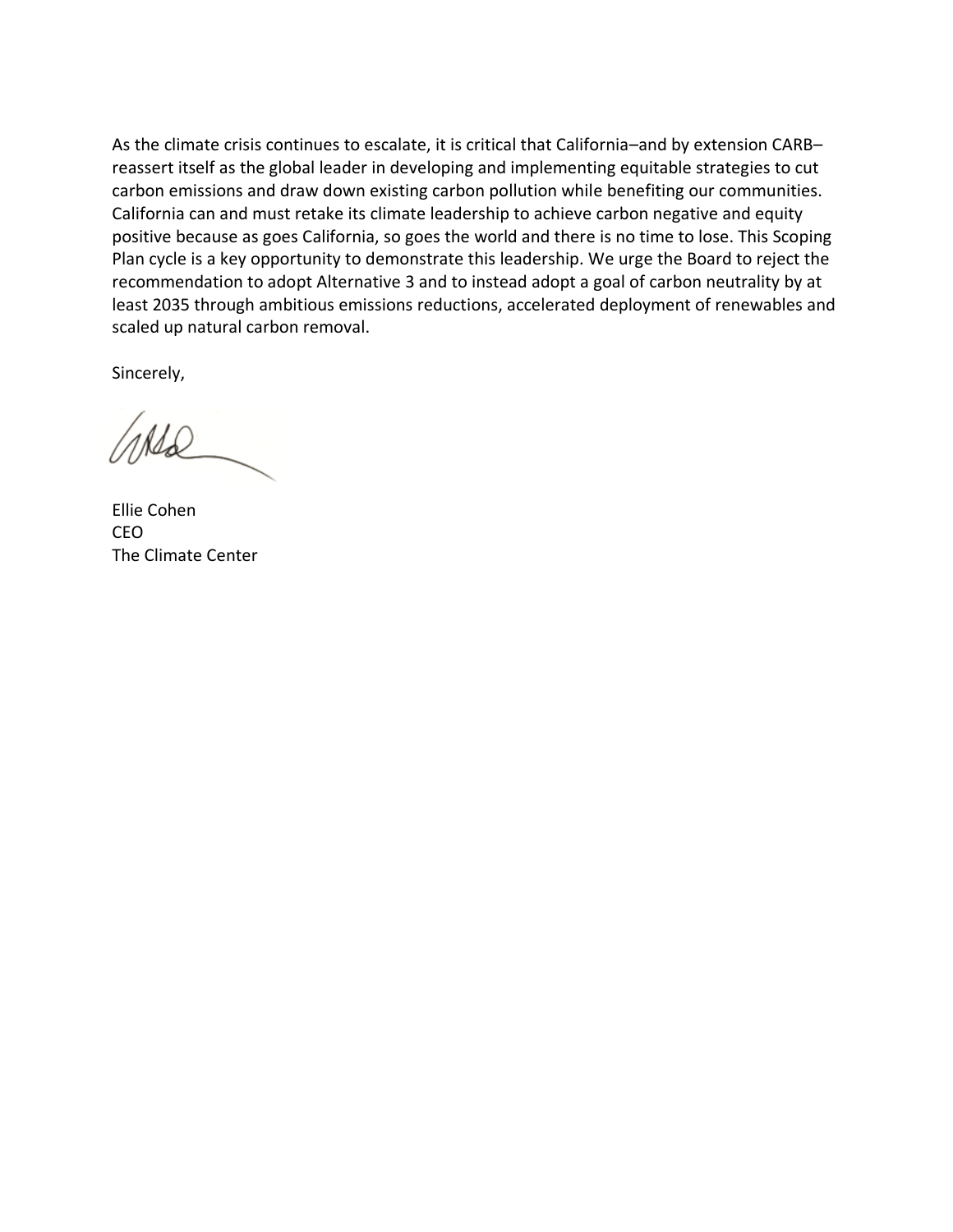As the climate crisis continues to escalate, it is critical that California–and by extension CARB–reassert itself as the global leader in developing and implementing equitable strategies to cut carbon emissions and draw down existing carbon pollution while benefiting our communities. California can and must retake its climate leadership to achieve carbon negative and equity positive because as goes California, so goes the world and there is no time to lose. This Scoping Plan cycle is a key opportunity to demonstrate this leadership. We urge the Board to reject the recommendation to adopt Alternative 3 and to instead adopt a goal of carbon neutrality by at least 2035 through ambitious emissions reductions, accelerated deployment of renewables and scaled up natural carbon removal.

Sincerely,

Ellie Cohen
CEO
The Climate Center